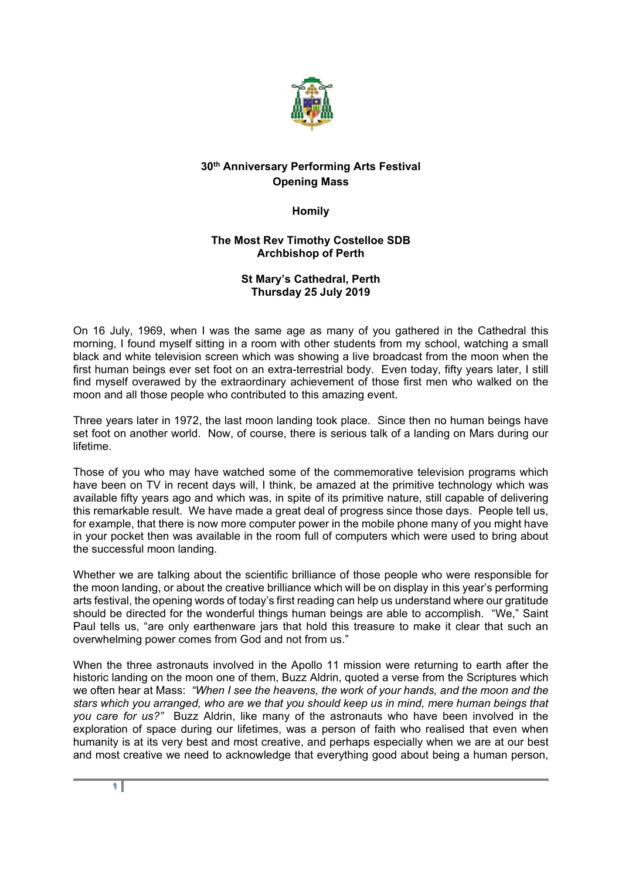**30th Anniversary Performing Arts Festival**
**Opening Mass**

**Homily**

**The Most Rev Timothy Costelloe SDB**
**Archbishop of Perth**

**St Mary's Cathedral, Perth**
**Thursday 25 July 2019**

On 16 July, 1969, when I was the same age as many of you gathered in the Cathedral this morning, I found myself sitting in a room with other students from my school, watching a small black and white television screen which was showing a live broadcast from the moon when the first human beings ever set foot on an extra-terrestrial body. Even today, fifty years later, I still find myself overawed by the extraordinary achievement of those first men who walked on the moon and all those people who contributed to this amazing event.

Three years later in 1972, the last moon landing took place. Since then no human beings have set foot on another world. Now, of course, there is serious talk of a landing on Mars during our lifetime.

Those of you who may have watched some of the commemorative television programs which have been on TV in recent days will, I think, be amazed at the primitive technology which was available fifty years ago and which was, in spite of its primitive nature, still capable of delivering this remarkable result. We have made a great deal of progress since those days. People tell us, for example, that there is now more computer power in the mobile phone many of you might have in your pocket then was available in the room full of computers which were used to bring about the successful moon landing.

Whether we are talking about the scientific brilliance of those people who were responsible for the moon landing, or about the creative brilliance which will be on display in this year's performing arts festival, the opening words of today's first reading can help us understand where our gratitude should be directed for the wonderful things human beings are able to accomplish. "We," Saint Paul tells us, "are only earthenware jars that hold this treasure to make it clear that such an overwhelming power comes from God and not from us."

When the three astronauts involved in the Apollo 11 mission were returning to earth after the historic landing on the moon one of them, Buzz Aldrin, quoted a verse from the Scriptures which we often hear at Mass: *"When I see the heavens, the work of your hands, and the moon and the stars which you arranged, who are we that you should keep us in mind, mere human beings that you care for us?"* Buzz Aldrin, like many of the astronauts who have been involved in the exploration of space during our lifetimes, was a person of faith who realised that even when humanity is at its very best and most creative, and perhaps especially when we are at our best and most creative we need to acknowledge that everything good about being a human person,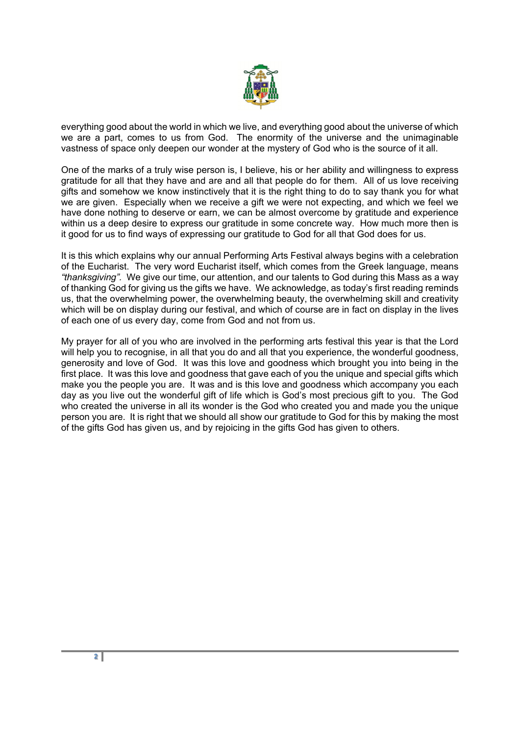everything good about the world in which we live, and everything good about the universe of which we are a part, comes to us from God. The enormity of the universe and the unimaginable vastness of space only deepen our wonder at the mystery of God who is the source of it all.

One of the marks of a truly wise person is, I believe, his or her ability and willingness to express gratitude for all that they have and are and all that people do for them. All of us love receiving gifts and somehow we know instinctively that it is the right thing to do to say thank you for what we are given. Especially when we receive a gift we were not expecting, and which we feel we have done nothing to deserve or earn, we can be almost overcome by gratitude and experience within us a deep desire to express our gratitude in some concrete way. How much more then is it good for us to find ways of expressing our gratitude to God for all that God does for us.

It is this which explains why our annual Performing Arts Festival always begins with a celebration of the Eucharist. The very word Eucharist itself, which comes from the Greek language, means *"thanksgiving".* We give our time, our attention, and our talents to God during this Mass as a way of thanking God for giving us the gifts we have. We acknowledge, as today's first reading reminds us, that the overwhelming power, the overwhelming beauty, the overwhelming skill and creativity which will be on display during our festival, and which of course are in fact on display in the lives of each one of us every day, come from God and not from us.

My prayer for all of you who are involved in the performing arts festival this year is that the Lord will help you to recognise, in all that you do and all that you experience, the wonderful goodness, generosity and love of God. It was this love and goodness which brought you into being in the first place. It was this love and goodness that gave each of you the unique and special gifts which make you the people you are. It was and is this love and goodness which accompany you each day as you live out the wonderful gift of life which is God's most precious gift to you. The God who created the universe in all its wonder is the God who created you and made you the unique person you are. It is right that we should all show our gratitude to God for this by making the most of the gifts God has given us, and by rejoicing in the gifts God has given to others.